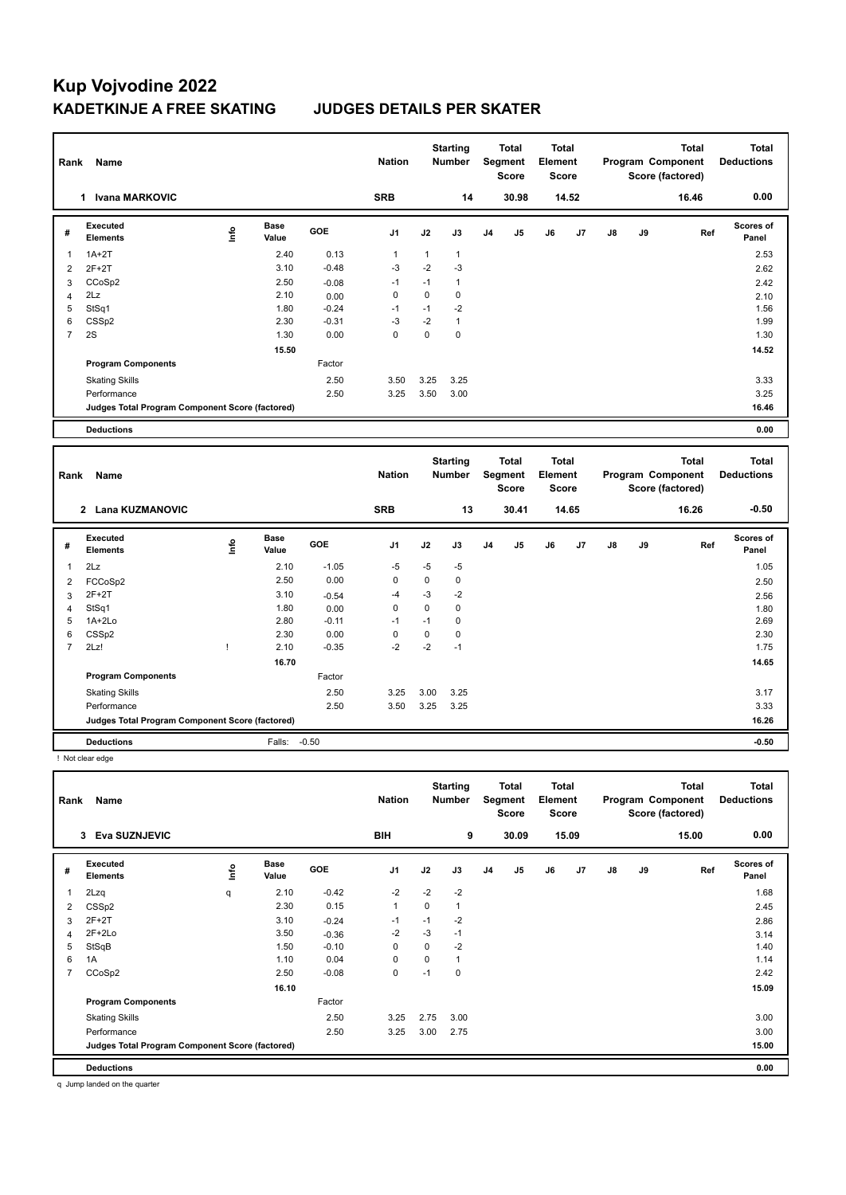# Kup Vojvodine 2022

## KADETKINJE A FREE SKATING JUDGES DETAILS PER SKATER

| Rank | Name | Nation | Starting Number | Total Segment Score | Total Element Score | Total Program Component Score (factored) | Total Deductions |
|---|---|---|---|---|---|---|---|
| 1 | Ivana MARKOVIC | SRB | 14 | 30.98 | 14.52 | 16.46 | 0.00 |

| # | Executed Elements | Info | Base Value | GOE | J1 | J2 | J3 | J4 | J5 | J6 | J7 | J8 | J9 | Ref | Scores of Panel |
|---|---|---|---|---|---|---|---|---|---|---|---|---|---|---|---|
| 1 | 1A+2T | | 2.40 | 0.13 | 1 | 1 | 1 | | | | | | | | 2.53 |
| 2 | 2F+2T | | 3.10 | -0.48 | -3 | -2 | -3 | | | | | | | | 2.62 |
| 3 | CCoSp2 | | 2.50 | -0.08 | -1 | -1 | 1 | | | | | | | | 2.42 |
| 4 | 2Lz | | 2.10 | 0.00 | 0 | 0 | 0 | | | | | | | | 2.10 |
| 5 | StSq1 | | 1.80 | -0.24 | -1 | -1 | -2 | | | | | | | | 1.56 |
| 6 | CSSp2 | | 2.30 | -0.31 | -3 | -2 | 1 | | | | | | | | 1.99 |
| 7 | 2S | | 1.30 | 0.00 | 0 | 0 | 0 | | | | | | | | 1.30 |
| | | | 15.50 | | | | | | | | | | | | 14.52 |
| | **Program Components** | | | Factor | | | | | | | | | | | |
| | Skating Skills | | | 2.50 | 3.50 | 3.25 | 3.25 | | | | | | | | 3.33 |
| | Performance | | | 2.50 | 3.25 | 3.50 | 3.00 | | | | | | | | 3.25 |
| | **Judges Total Program Component Score (factored)** | | | | | | | | | | | | | | 16.46 |
| | **Deductions** | | | | | | | | | | | | | | 0.00 |

| Rank | Name | Nation | Starting Number | Total Segment Score | Total Element Score | Total Program Component Score (factored) | Total Deductions |
|---|---|---|---|---|---|---|---|
| 2 | Lana KUZMANOVIC | SRB | 13 | 30.41 | 14.65 | 16.26 | -0.50 |

| # | Executed Elements | Info | Base Value | GOE | J1 | J2 | J3 | J4 | J5 | J6 | J7 | J8 | J9 | Ref | Scores of Panel |
|---|---|---|---|---|---|---|---|---|---|---|---|---|---|---|---|
| 1 | 2Lz | | 2.10 | -1.05 | -5 | -5 | -5 | | | | | | | | 1.05 |
| 2 | FCCoSp2 | | 2.50 | 0.00 | 0 | 0 | 0 | | | | | | | | 2.50 |
| 3 | 2F+2T | | 3.10 | -0.54 | -4 | -3 | -2 | | | | | | | | 2.56 |
| 4 | StSq1 | | 1.80 | 0.00 | 0 | 0 | 0 | | | | | | | | 1.80 |
| 5 | 1A+2Lo | | 2.80 | -0.11 | -1 | -1 | 0 | | | | | | | | 2.69 |
| 6 | CSSp2 | | 2.30 | 0.00 | 0 | 0 | 0 | | | | | | | | 2.30 |
| 7 | 2Lz! | ! | 2.10 | -0.35 | -2 | -2 | -1 | | | | | | | | 1.75 |
| | | | 16.70 | | | | | | | | | | | | 14.65 |
| | **Program Components** | | | Factor | | | | | | | | | | | |
| | Skating Skills | | | 2.50 | 3.25 | 3.00 | 3.25 | | | | | | | | 3.17 |
| | Performance | | | 2.50 | 3.50 | 3.25 | 3.25 | | | | | | | | 3.33 |
| | **Judges Total Program Component Score (factored)** | | | | | | | | | | | | | | 16.26 |
| | **Deductions** | | Falls: -0.50 | | | | | | | | | | | | -0.50 |

! Not clear edge

| Rank | Name | Nation | Starting Number | Total Segment Score | Total Element Score | Total Program Component Score (factored) | Total Deductions |
|---|---|---|---|---|---|---|---|
| 3 | Eva SUZNJEVIC | BIH | 9 | 30.09 | 15.09 | 15.00 | 0.00 |

| # | Executed Elements | Info | Base Value | GOE | J1 | J2 | J3 | J4 | J5 | J6 | J7 | J8 | J9 | Ref | Scores of Panel |
|---|---|---|---|---|---|---|---|---|---|---|---|---|---|---|---|
| 1 | 2Lzq | q | 2.10 | -0.42 | -2 | -2 | -2 | | | | | | | | 1.68 |
| 2 | CSSp2 | | 2.30 | 0.15 | 1 | 0 | 1 | | | | | | | | 2.45 |
| 3 | 2F+2T | | 3.10 | -0.24 | -1 | -1 | -2 | | | | | | | | 2.86 |
| 4 | 2F+2Lo | | 3.50 | -0.36 | -2 | -3 | -1 | | | | | | | | 3.14 |
| 5 | StSqB | | 1.50 | -0.10 | 0 | 0 | -2 | | | | | | | | 1.40 |
| 6 | 1A | | 1.10 | 0.04 | 0 | 0 | 1 | | | | | | | | 1.14 |
| 7 | CCoSp2 | | 2.50 | -0.08 | 0 | -1 | 0 | | | | | | | | 2.42 |
| | | | 16.10 | | | | | | | | | | | | 15.09 |
| | **Program Components** | | | Factor | | | | | | | | | | | |
| | Skating Skills | | | 2.50 | 3.25 | 2.75 | 3.00 | | | | | | | | 3.00 |
| | Performance | | | 2.50 | 3.25 | 3.00 | 2.75 | | | | | | | | 3.00 |
| | **Judges Total Program Component Score (factored)** | | | | | | | | | | | | | | 15.00 |
| | **Deductions** | | | | | | | | | | | | | | 0.00 |

q Jump landed on the quarter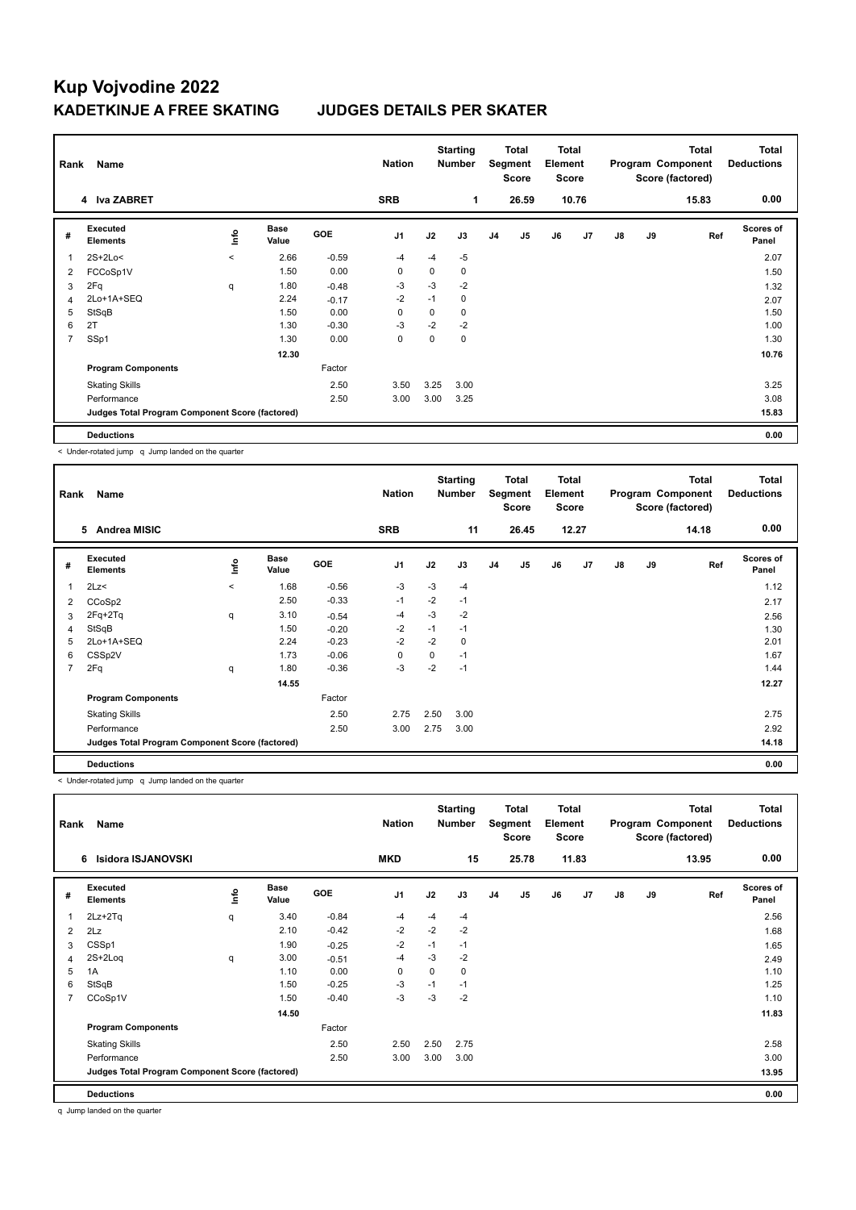# Kup Vojvodine 2022

## KADETKINJE A FREE SKATING     JUDGES DETAILS PER SKATER

| Rank | Name | Nation | Starting Number | Total Segment Score | Total Element Score | Total Program Component Score (factored) | Total Deductions |
|---|---|---|---|---|---|---|---|
| 4 | Iva ZABRET | SRB | 1 | 26.59 | 10.76 | 15.83 | 0.00 |

| # | Executed Elements | Info | Base Value | GOE | J1 | J2 | J3 | J4 | J5 | J6 | J7 | J8 | J9 | Ref | Scores of Panel |
|---|---|---|---|---|---|---|---|---|---|---|---|---|---|---|---|
| 1 | 2S+2Lo< | < | 2.66 | -0.59 | -4 | -4 | -5 | | | | | | | | 2.07 |
| 2 | FCCoSp1V | | 1.50 | 0.00 | 0 | 0 | 0 | | | | | | | | 1.50 |
| 3 | 2Fq | q | 1.80 | -0.48 | -3 | -3 | -2 | | | | | | | | 1.32 |
| 4 | 2Lo+1A+SEQ | | 2.24 | -0.17 | -2 | -1 | 0 | | | | | | | | 2.07 |
| 5 | StSqB | | 1.50 | 0.00 | 0 | 0 | 0 | | | | | | | | 1.50 |
| 6 | 2T | | 1.30 | -0.30 | -3 | -2 | -2 | | | | | | | | 1.00 |
| 7 | SSp1 | | 1.30 | 0.00 | 0 | 0 | 0 | | | | | | | | 1.30 |
| | | | 12.30 | | | | | | | | | | | | 10.76 |
| | Program Components | | | Factor | | | | | | | | | | | |
| | Skating Skills | | | 2.50 | 3.50 | 3.25 | 3.00 | | | | | | | | 3.25 |
| | Performance | | | 2.50 | 3.00 | 3.00 | 3.25 | | | | | | | | 3.08 |
| | Judges Total Program Component Score (factored) | | | | | | | | | | | | | | 15.83 |
| | Deductions | | | | | | | | | | | | | | 0.00 |

< Under-rotated jump   q Jump landed on the quarter

| Rank | Name | Nation | Starting Number | Total Segment Score | Total Element Score | Total Program Component Score (factored) | Total Deductions |
|---|---|---|---|---|---|---|---|
| 5 | Andrea MISIC | SRB | 11 | 26.45 | 12.27 | 14.18 | 0.00 |

| # | Executed Elements | Info | Base Value | GOE | J1 | J2 | J3 | J4 | J5 | J6 | J7 | J8 | J9 | Ref | Scores of Panel |
|---|---|---|---|---|---|---|---|---|---|---|---|---|---|---|---|
| 1 | 2Lz< | < | 1.68 | -0.56 | -3 | -3 | -4 | | | | | | | | 1.12 |
| 2 | CCoSp2 | | 2.50 | -0.33 | -1 | -2 | -1 | | | | | | | | 2.17 |
| 3 | 2Fq+2Tq | q | 3.10 | -0.54 | -4 | -3 | -2 | | | | | | | | 2.56 |
| 4 | StSqB | | 1.50 | -0.20 | -2 | -1 | -1 | | | | | | | | 1.30 |
| 5 | 2Lo+1A+SEQ | | 2.24 | -0.23 | -2 | -2 | 0 | | | | | | | | 2.01 |
| 6 | CSSp2V | | 1.73 | -0.06 | 0 | 0 | -1 | | | | | | | | 1.67 |
| 7 | 2Fq | q | 1.80 | -0.36 | -3 | -2 | -1 | | | | | | | | 1.44 |
| | | | 14.55 | | | | | | | | | | | | 12.27 |
| | Program Components | | | Factor | | | | | | | | | | | |
| | Skating Skills | | | 2.50 | 2.75 | 2.50 | 3.00 | | | | | | | | 2.75 |
| | Performance | | | 2.50 | 3.00 | 2.75 | 3.00 | | | | | | | | 2.92 |
| | Judges Total Program Component Score (factored) | | | | | | | | | | | | | | 14.18 |
| | Deductions | | | | | | | | | | | | | | 0.00 |

< Under-rotated jump   q Jump landed on the quarter

| Rank | Name | Nation | Starting Number | Total Segment Score | Total Element Score | Total Program Component Score (factored) | Total Deductions |
|---|---|---|---|---|---|---|---|
| 6 | Isidora ISJANOVSKI | MKD | 15 | 25.78 | 11.83 | 13.95 | 0.00 |

| # | Executed Elements | Info | Base Value | GOE | J1 | J2 | J3 | J4 | J5 | J6 | J7 | J8 | J9 | Ref | Scores of Panel |
|---|---|---|---|---|---|---|---|---|---|---|---|---|---|---|---|
| 1 | 2Lz+2Tq | q | 3.40 | -0.84 | -4 | -4 | -4 | | | | | | | | 2.56 |
| 2 | 2Lz | | 2.10 | -0.42 | -2 | -2 | -2 | | | | | | | | 1.68 |
| 3 | CSSp1 | | 1.90 | -0.25 | -2 | -1 | -1 | | | | | | | | 1.65 |
| 4 | 2S+2Loq | q | 3.00 | -0.51 | -4 | -3 | -2 | | | | | | | | 2.49 |
| 5 | 1A | | 1.10 | 0.00 | 0 | 0 | 0 | | | | | | | | 1.10 |
| 6 | StSqB | | 1.50 | -0.25 | -3 | -1 | -1 | | | | | | | | 1.25 |
| 7 | CCoSp1V | | 1.50 | -0.40 | -3 | -3 | -2 | | | | | | | | 1.10 |
| | | | 14.50 | | | | | | | | | | | | 11.83 |
| | Program Components | | | Factor | | | | | | | | | | | |
| | Skating Skills | | | 2.50 | 2.50 | 2.50 | 2.75 | | | | | | | | 2.58 |
| | Performance | | | 2.50 | 3.00 | 3.00 | 3.00 | | | | | | | | 3.00 |
| | Judges Total Program Component Score (factored) | | | | | | | | | | | | | | 13.95 |
| | Deductions | | | | | | | | | | | | | | 0.00 |

q Jump landed on the quarter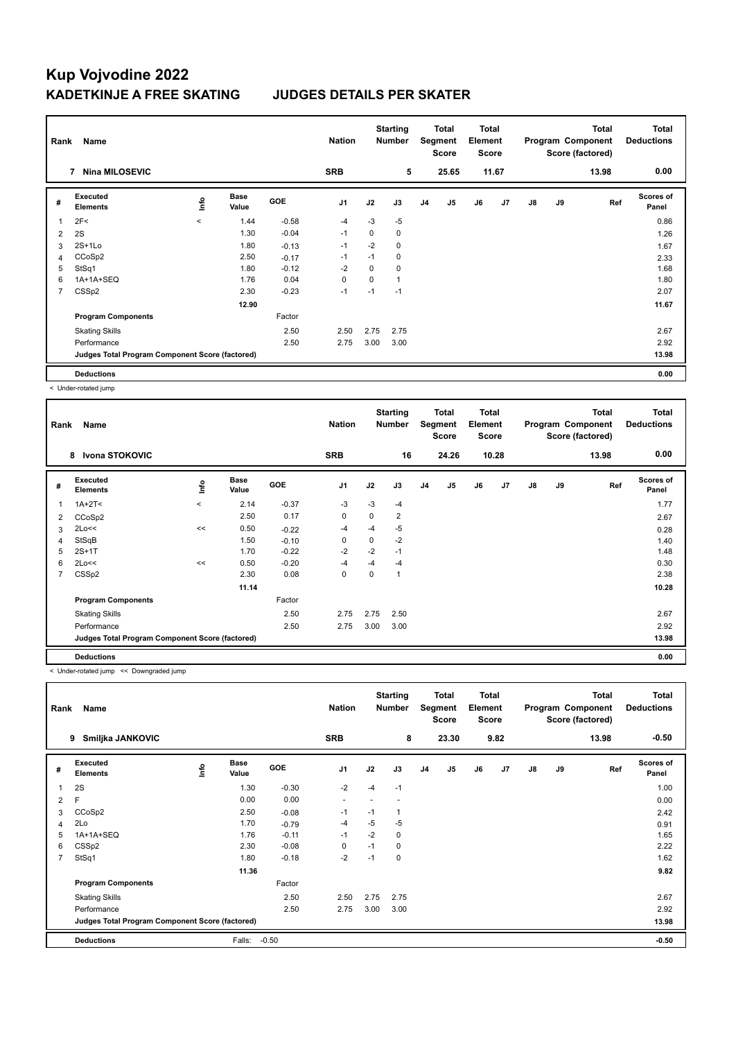# Kup Vojvodine 2022

## KADETKINJE A FREE SKATING JUDGES DETAILS PER SKATER

| Rank | Name | Nation | Starting Number | Total Segment Score | Total Element Score | Total Program Component Score (factored) | Total Deductions |
|---|---|---|---|---|---|---|---|
| 7 | Nina MILOSEVIC | SRB | 5 | 25.65 | 11.67 | 13.98 | 0.00 |

| # | Executed Elements | Info | Base Value | GOE | J1 | J2 | J3 | J4 | J5 | J6 | J7 | J8 | J9 | Ref | Scores of Panel |
|---|---|---|---|---|---|---|---|---|---|---|---|---|---|---|---|
| 1 | 2F< | < | 1.44 | -0.58 | -4 | -3 | -5 | | | | | | | | 0.86 |
| 2 | 2S | | 1.30 | -0.04 | -1 | 0 | 0 | | | | | | | | 1.26 |
| 3 | 2S+1Lo | | 1.80 | -0.13 | -1 | -2 | 0 | | | | | | | | 1.67 |
| 4 | CCoSp2 | | 2.50 | -0.17 | -1 | -1 | 0 | | | | | | | | 2.33 |
| 5 | StSq1 | | 1.80 | -0.12 | -2 | 0 | 0 | | | | | | | | 1.68 |
| 6 | 1A+1A+SEQ | | 1.76 | 0.04 | 0 | 0 | 1 | | | | | | | | 1.80 |
| 7 | CSSp2 | | 2.30 | -0.23 | -1 | -1 | -1 | | | | | | | | 2.07 |
| | | | 12.90 | | | | | | | | | | | | 11.67 |
| | **Program Components** | | | Factor | | | | | | | | | | | |
| | Skating Skills | | | 2.50 | 2.50 | 2.75 | 2.75 | | | | | | | | 2.67 |
| | Performance | | | 2.50 | 2.75 | 3.00 | 3.00 | | | | | | | | 2.92 |
| | **Judges Total Program Component Score (factored)** | | | | | | | | | | | | | | 13.98 |
| | **Deductions** | | | | | | | | | | | | | | 0.00 |

< Under-rotated jump

| Rank | Name | Nation | Starting Number | Total Segment Score | Total Element Score | Total Program Component Score (factored) | Total Deductions |
|---|---|---|---|---|---|---|---|
| 8 | Ivona STOKOVIC | SRB | 16 | 24.26 | 10.28 | 13.98 | 0.00 |

| # | Executed Elements | Info | Base Value | GOE | J1 | J2 | J3 | J4 | J5 | J6 | J7 | J8 | J9 | Ref | Scores of Panel |
|---|---|---|---|---|---|---|---|---|---|---|---|---|---|---|---|
| 1 | 1A+2T< | < | 2.14 | -0.37 | -3 | -3 | -4 | | | | | | | | 1.77 |
| 2 | CCoSp2 | | 2.50 | 0.17 | 0 | 0 | 2 | | | | | | | | 2.67 |
| 3 | 2Lo<< | << | 0.50 | -0.22 | -4 | -4 | -5 | | | | | | | | 0.28 |
| 4 | StSqB | | 1.50 | -0.10 | 0 | 0 | -2 | | | | | | | | 1.40 |
| 5 | 2S+1T | | 1.70 | -0.22 | -2 | -2 | -1 | | | | | | | | 1.48 |
| 6 | 2Lo<< | << | 0.50 | -0.20 | -4 | -4 | -4 | | | | | | | | 0.30 |
| 7 | CSSp2 | | 2.30 | 0.08 | 0 | 0 | 1 | | | | | | | | 2.38 |
| | | | 11.14 | | | | | | | | | | | | 10.28 |
| | **Program Components** | | | Factor | | | | | | | | | | | |
| | Skating Skills | | | 2.50 | 2.75 | 2.75 | 2.50 | | | | | | | | 2.67 |
| | Performance | | | 2.50 | 2.75 | 3.00 | 3.00 | | | | | | | | 2.92 |
| | **Judges Total Program Component Score (factored)** | | | | | | | | | | | | | | 13.98 |
| | **Deductions** | | | | | | | | | | | | | | 0.00 |

< Under-rotated jump << Downgraded jump

| Rank | Name | Nation | Starting Number | Total Segment Score | Total Element Score | Total Program Component Score (factored) | Total Deductions |
|---|---|---|---|---|---|---|---|
| 9 | Smiljka JANKOVIC | SRB | 8 | 23.30 | 9.82 | 13.98 | -0.50 |

| # | Executed Elements | Info | Base Value | GOE | J1 | J2 | J3 | J4 | J5 | J6 | J7 | J8 | J9 | Ref | Scores of Panel |
|---|---|---|---|---|---|---|---|---|---|---|---|---|---|---|---|
| 1 | 2S | | 1.30 | -0.30 | -2 | -4 | -1 | | | | | | | | 1.00 |
| 2 | F | | 0.00 | 0.00 | - | - | - | | | | | | | | 0.00 |
| 3 | CCoSp2 | | 2.50 | -0.08 | -1 | -1 | 1 | | | | | | | | 2.42 |
| 4 | 2Lo | | 1.70 | -0.79 | -4 | -5 | -5 | | | | | | | | 0.91 |
| 5 | 1A+1A+SEQ | | 1.76 | -0.11 | -1 | -2 | 0 | | | | | | | | 1.65 |
| 6 | CSSp2 | | 2.30 | -0.08 | 0 | -1 | 0 | | | | | | | | 2.22 |
| 7 | StSq1 | | 1.80 | -0.18 | -2 | -1 | 0 | | | | | | | | 1.62 |
| | | | 11.36 | | | | | | | | | | | | 9.82 |
| | **Program Components** | | | Factor | | | | | | | | | | | |
| | Skating Skills | | | 2.50 | 2.50 | 2.75 | 2.75 | | | | | | | | 2.67 |
| | Performance | | | 2.50 | 2.75 | 3.00 | 3.00 | | | | | | | | 2.92 |
| | **Judges Total Program Component Score (factored)** | | | | | | | | | | | | | | 13.98 |
| | **Deductions** | | Falls: | -0.50 | | | | | | | | | | | -0.50 |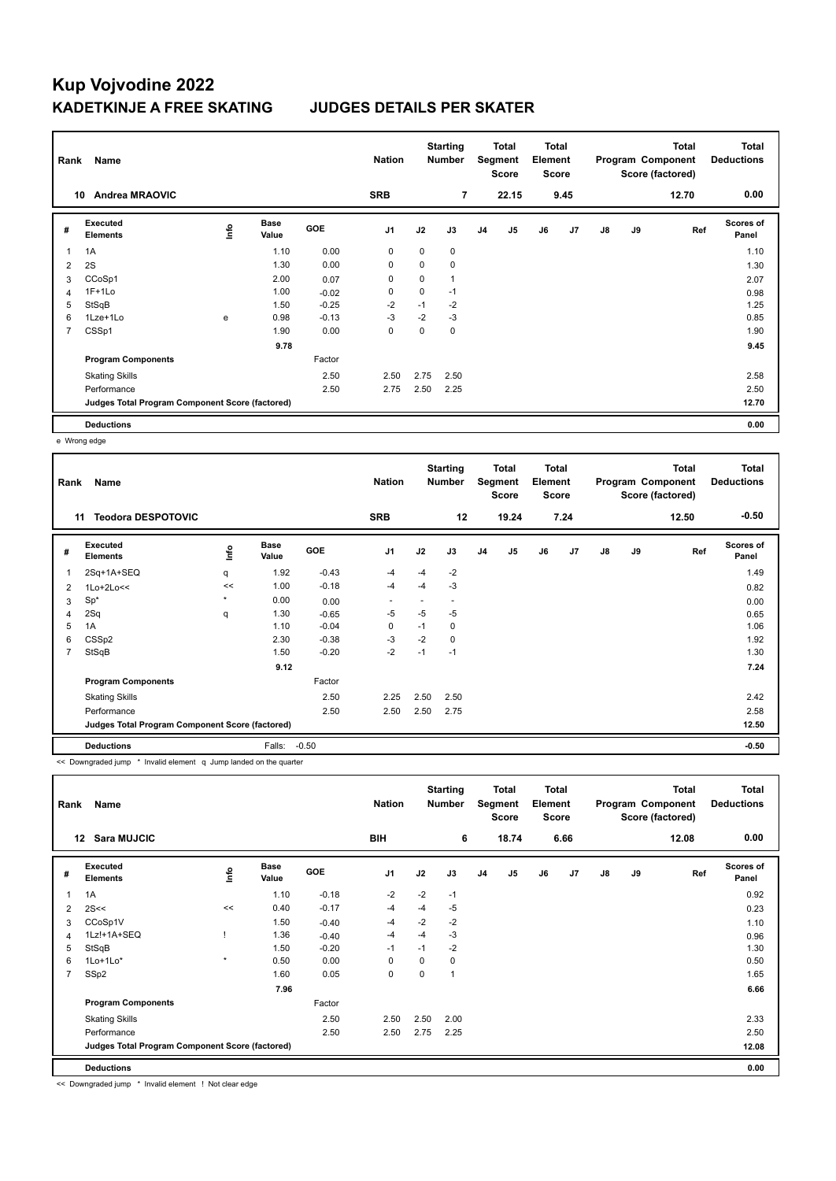# Kup Vojvodine 2022

## KADETKINJE A FREE SKATING JUDGES DETAILS PER SKATER

| Rank | Name | Nation | Starting Number | Total Segment Score | Total Element Score | Total Program Component Score (factored) | Total Deductions |
|---|---|---|---|---|---|---|---|
| 10 | Andrea MRAOVIC | SRB | 7 | 22.15 | 9.45 | 12.70 | 0.00 |

| # | Executed Elements | Info | Base Value | GOE | J1 | J2 | J3 | J4 | J5 | J6 | J7 | J8 | J9 | Ref | Scores of Panel |
|---|---|---|---|---|---|---|---|---|---|---|---|---|---|---|---|
| 1 | 1A | | 1.10 | 0.00 | 0 | 0 | 0 | | | | | | | | 1.10 |
| 2 | 2S | | 1.30 | 0.00 | 0 | 0 | 0 | | | | | | | | 1.30 |
| 3 | CCoSp1 | | 2.00 | 0.07 | 0 | 0 | 1 | | | | | | | | 2.07 |
| 4 | 1F+1Lo | | 1.00 | -0.02 | 0 | 0 | -1 | | | | | | | | 0.98 |
| 5 | StSqB | | 1.50 | -0.25 | -2 | -1 | -2 | | | | | | | | 1.25 |
| 6 | 1Lze+1Lo | e | 0.98 | -0.13 | -3 | -2 | -3 | | | | | | | | 0.85 |
| 7 | CSSp1 | | 1.90 | 0.00 | 0 | 0 | 0 | | | | | | | | 1.90 |
| | | | 9.78 | | | | | | | | | | | | 9.45 |
| | **Program Components** | | | Factor | | | | | | | | | | | |
| | Skating Skills | | | 2.50 | 2.50 | 2.75 | 2.50 | | | | | | | | 2.58 |
| | Performance | | | 2.50 | 2.75 | 2.50 | 2.25 | | | | | | | | 2.50 |
| | **Judges Total Program Component Score (factored)** | | | | | | | | | | | | | | 12.70 |
| | **Deductions** | | | | | | | | | | | | | | 0.00 |

e Wrong edge

| Rank | Name | Nation | Starting Number | Total Segment Score | Total Element Score | Total Program Component Score (factored) | Total Deductions |
|---|---|---|---|---|---|---|---|
| 11 | Teodora DESPOTOVIC | SRB | 12 | 19.24 | 7.24 | 12.50 | -0.50 |

| # | Executed Elements | Info | Base Value | GOE | J1 | J2 | J3 | J4 | J5 | J6 | J7 | J8 | J9 | Ref | Scores of Panel |
|---|---|---|---|---|---|---|---|---|---|---|---|---|---|---|---|
| 1 | 2Sq+1A+SEQ | q | 1.92 | -0.43 | -4 | -4 | -2 | | | | | | | | 1.49 |
| 2 | 1Lo+2Lo<< | << | 1.00 | -0.18 | -4 | -4 | -3 | | | | | | | | 0.82 |
| 3 | Sp* | * | 0.00 | 0.00 | - | - | - | | | | | | | | 0.00 |
| 4 | 2Sq | q | 1.30 | -0.65 | -5 | -5 | -5 | | | | | | | | 0.65 |
| 5 | 1A | | 1.10 | -0.04 | 0 | -1 | 0 | | | | | | | | 1.06 |
| 6 | CSSp2 | | 2.30 | -0.38 | -3 | -2 | 0 | | | | | | | | 1.92 |
| 7 | StSqB | | 1.50 | -0.20 | -2 | -1 | -1 | | | | | | | | 1.30 |
| | | | 9.12 | | | | | | | | | | | | 7.24 |
| | **Program Components** | | | Factor | | | | | | | | | | | |
| | Skating Skills | | | 2.50 | 2.25 | 2.50 | 2.50 | | | | | | | | 2.42 |
| | Performance | | | 2.50 | 2.50 | 2.50 | 2.75 | | | | | | | | 2.58 |
| | **Judges Total Program Component Score (factored)** | | | | | | | | | | | | | | 12.50 |
| | **Deductions** | | Falls: | -0.50 | | | | | | | | | | | -0.50 |

<< Downgraded jump * Invalid element q Jump landed on the quarter

| Rank | Name | Nation | Starting Number | Total Segment Score | Total Element Score | Total Program Component Score (factored) | Total Deductions |
|---|---|---|---|---|---|---|---|
| 12 | Sara MUJCIC | BIH | 6 | 18.74 | 6.66 | 12.08 | 0.00 |

| # | Executed Elements | Info | Base Value | GOE | J1 | J2 | J3 | J4 | J5 | J6 | J7 | J8 | J9 | Ref | Scores of Panel |
|---|---|---|---|---|---|---|---|---|---|---|---|---|---|---|---|
| 1 | 1A | | 1.10 | -0.18 | -2 | -2 | -1 | | | | | | | | 0.92 |
| 2 | 2S<< | << | 0.40 | -0.17 | -4 | -4 | -5 | | | | | | | | 0.23 |
| 3 | CCoSp1V | | 1.50 | -0.40 | -4 | -2 | -2 | | | | | | | | 1.10 |
| 4 | 1Lz!+1A+SEQ | ! | 1.36 | -0.40 | -4 | -4 | -3 | | | | | | | | 0.96 |
| 5 | StSqB | | 1.50 | -0.20 | -1 | -1 | -2 | | | | | | | | 1.30 |
| 6 | 1Lo+1Lo* | * | 0.50 | 0.00 | 0 | 0 | 0 | | | | | | | | 0.50 |
| 7 | SSp2 | | 1.60 | 0.05 | 0 | 0 | 1 | | | | | | | | 1.65 |
| | | | 7.96 | | | | | | | | | | | | 6.66 |
| | **Program Components** | | | Factor | | | | | | | | | | | |
| | Skating Skills | | | 2.50 | 2.50 | 2.50 | 2.00 | | | | | | | | 2.33 |
| | Performance | | | 2.50 | 2.50 | 2.75 | 2.25 | | | | | | | | 2.50 |
| | **Judges Total Program Component Score (factored)** | | | | | | | | | | | | | | 12.08 |
| | **Deductions** | | | | | | | | | | | | | | 0.00 |

<< Downgraded jump * Invalid element ! Not clear edge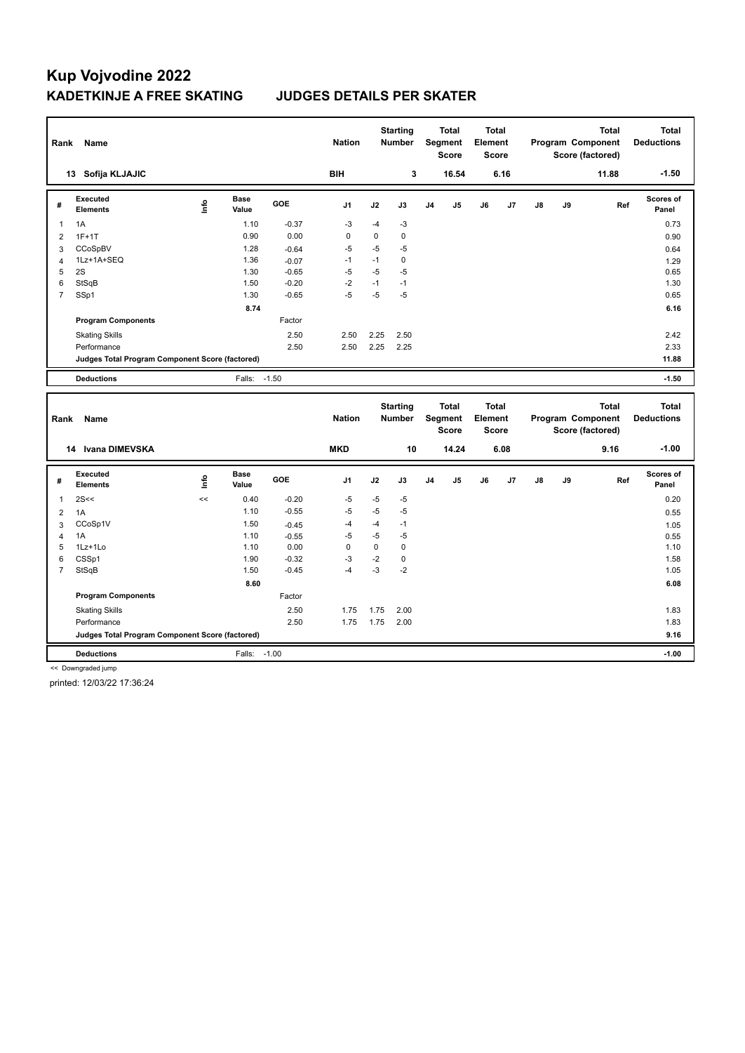# Kup Vojvodine 2022

## KADETKINJE A FREE SKATING JUDGES DETAILS PER SKATER

| Rank | Name | Nation | Starting Number | Total Segment Score | Total Element Score | Total Program Component Score (factored) | Total Deductions |
|---|---|---|---|---|---|---|---|
| 13 | Sofija KLJAJIC | BIH | 3 | 16.54 | 6.16 | 11.88 | -1.50 |

| # | Executed Elements | Info | Base Value | GOE | J1 | J2 | J3 | J4 | J5 | J6 | J7 | J8 | J9 | Ref | Scores of Panel |
|---|---|---|---|---|---|---|---|---|---|---|---|---|---|---|---|
| 1 | 1A | | 1.10 | -0.37 | -3 | -4 | -3 | | | | | | | | 0.73 |
| 2 | 1F+1T | | 0.90 | 0.00 | 0 | 0 | 0 | | | | | | | | 0.90 |
| 3 | CCoSpBV | | 1.28 | -0.64 | -5 | -5 | -5 | | | | | | | | 0.64 |
| 4 | 1Lz+1A+SEQ | | 1.36 | -0.07 | -1 | -1 | 0 | | | | | | | | 1.29 |
| 5 | 2S | | 1.30 | -0.65 | -5 | -5 | -5 | | | | | | | | 0.65 |
| 6 | StSqB | | 1.50 | -0.20 | -2 | -1 | -1 | | | | | | | | 1.30 |
| 7 | SSp1 | | 1.30 | -0.65 | -5 | -5 | -5 | | | | | | | | 0.65 |
| | | | 8.74 | | | | | | | | | | | | 6.16 |
| | **Program Components** | | | Factor | | | | | | | | | | | |
| | Skating Skills | | | 2.50 | 2.50 | 2.25 | 2.50 | | | | | | | | 2.42 |
| | Performance | | | 2.50 | 2.50 | 2.25 | 2.25 | | | | | | | | 2.33 |
| | **Judges Total Program Component Score (factored)** | | | | | | | | | | | | | | 11.88 |
| | **Deductions** | | Falls: | -1.50 | | | | | | | | | | | -1.50 |

| Rank | Name | Nation | Starting Number | Total Segment Score | Total Element Score | Total Program Component Score (factored) | Total Deductions |
|---|---|---|---|---|---|---|---|
| 14 | Ivana DIMEVSKA | MKD | 10 | 14.24 | 6.08 | 9.16 | -1.00 |

| # | Executed Elements | Info | Base Value | GOE | J1 | J2 | J3 | J4 | J5 | J6 | J7 | J8 | J9 | Ref | Scores of Panel |
|---|---|---|---|---|---|---|---|---|---|---|---|---|---|---|---|
| 1 | 2S<< | << | 0.40 | -0.20 | -5 | -5 | -5 | | | | | | | | 0.20 |
| 2 | 1A | | 1.10 | -0.55 | -5 | -5 | -5 | | | | | | | | 0.55 |
| 3 | CCoSp1V | | 1.50 | -0.45 | -4 | -4 | -1 | | | | | | | | 1.05 |
| 4 | 1A | | 1.10 | -0.55 | -5 | -5 | -5 | | | | | | | | 0.55 |
| 5 | 1Lz+1Lo | | 1.10 | 0.00 | 0 | 0 | 0 | | | | | | | | 1.10 |
| 6 | CSSp1 | | 1.90 | -0.32 | -3 | -2 | 0 | | | | | | | | 1.58 |
| 7 | StSqB | | 1.50 | -0.45 | -4 | -3 | -2 | | | | | | | | 1.05 |
| | | | 8.60 | | | | | | | | | | | | 6.08 |
| | **Program Components** | | | Factor | | | | | | | | | | | |
| | Skating Skills | | | 2.50 | 1.75 | 1.75 | 2.00 | | | | | | | | 1.83 |
| | Performance | | | 2.50 | 1.75 | 1.75 | 2.00 | | | | | | | | 1.83 |
| | **Judges Total Program Component Score (factored)** | | | | | | | | | | | | | | 9.16 |
| | **Deductions** | | Falls: | -1.00 | | | | | | | | | | | -1.00 |

<< Downgraded jump

printed: 12/03/22 17:36:24